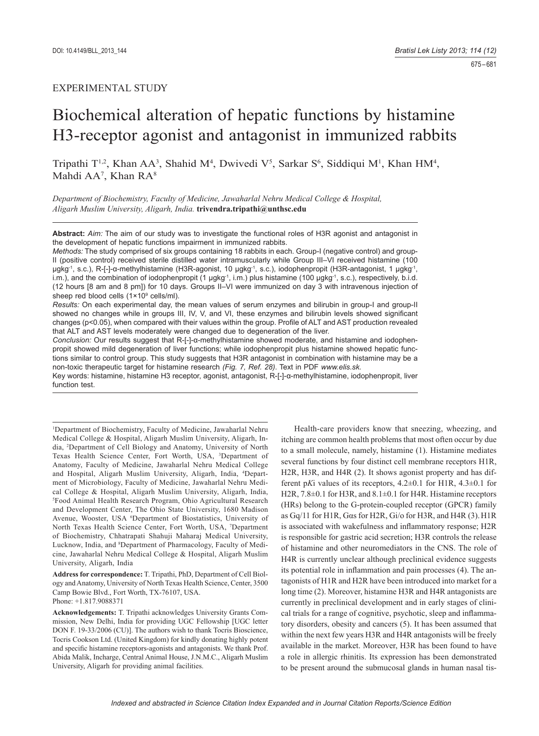EXPERIMENTAL STUDY

# Biochemical alteration of hepatic functions by histamine H3-receptor agonist and antagonist in immunized rabbits

Tripathi T[1,2], Khan AA[3], Shahid M[4], Dwivedi V[5], Sarkar S[6], Siddiqui M[1], Khan HM[4], Mahdi AA[7], Khan RA[8]

*Department of Biochemistry, Faculty of Medicine, Jawaharlal Nehru Medical College & Hospital, Aligarh Muslim University, Aligarh, India.* **trivendra.tripathi@unthsc.edu**

**Abstract:** *Aim:* The aim of our study was to investigate the functional roles of H3R agonist and antagonist in the development of hepatic functions impairment in immunized rabbits.

*Methods:* The study comprised of six groups containing 18 rabbits in each. Group-I (negative control) and group-II (positive control) received sterile distilled water intramuscularly while Group III–VI received histamine (100 μgkg$^{-1}$, s.c.), R-[-]-α-methylhistamine (H3R-agonist, 10 μgkg$^{-1}$, s.c.), iodophenpropit (H3R-antagonist, 1 μgkg$^{-1}$, i.m.), and the combination of iodophenpropit (1 μgkg$^{-1}$, i.m.) plus histamine (100 μgkg$^{-1}$, s.c.), respectively, b.i.d. (12 hours [8 am and 8 pm]) for 10 days. Groups II–VI were immunized on day 3 with intravenous injection of sheep red blood cells ($1\times10^9$ cells/ml).

*Results:* On each experimental day, the mean values of serum enzymes and bilirubin in group-I and group-II showed no changes while in groups III, IV, V, and VI, these enzymes and bilirubin levels showed significant changes ($p<0.05$), when compared with their values within the group. Profile of ALT and AST production revealed that ALT and AST levels moderately were changed due to degeneration of the liver.

*Conclusion:* Our results suggest that R-[-]-α-methylhistamine showed moderate, and histamine and iodophenpropit showed mild degeneration of liver functions; while iodophenpropit plus histamine showed hepatic functions similar to control group. This study suggests that H3R antagonist in combination with histamine may be a non-toxic therapeutic target for histamine research *(Fig. 7, Ref. 28)*. Text in PDF *www.elis.sk.*

Key words: histamine, histamine H3 receptor, agonist, antagonist, R-[-]-α-methylhistamine, iodophenpropit, liver function test.

---

[1]Department of Biochemistry, Faculty of Medicine, Jawaharlal Nehru Medical College & Hospital, Aligarh Muslim University, Aligarh, India, [2]Department of Cell Biology and Anatomy, University of North Texas Health Science Center, Fort Worth, USA, [3]Department of Anatomy, Faculty of Medicine, Jawaharlal Nehru Medical College and Hospital, Aligarh Muslim University, Aligarh, India, [4]Department of Microbiology, Faculty of Medicine, Jawaharlal Nehru Medical College & Hospital, Aligarh Muslim University, Aligarh, India, [5]Food Animal Health Research Program, Ohio Agricultural Research and Development Center, The Ohio State University, 1680 Madison Avenue, Wooster, USA [6]Department of Biostatistics, University of North Texas Health Science Center, Fort Worth, USA, [7]Department of Biochemistry, Chhatrapati Shahuji Maharaj Medical University, Lucknow, India, and [8]Department of Pharmacology, Faculty of Medicine, Jawaharlal Nehru Medical College & Hospital, Aligarh Muslim University, Aligarh, India

**Address for correspondence:** T. Tripathi, PhD, Department of Cell Biology and Anatomy, University of North Texas Health Science, Center, 3500 Camp Bowie Blvd., Fort Worth, TX-76107, USA.
Phone: +1.817.9088371

**Acknowledgements:** T. Tripathi acknowledges University Grants Commission, New Delhi, India for providing UGC Fellowship [UGC letter DON F. 19-33/2006 (CU)]. The authors wish to thank Tocris Bioscience, Tocris Cookson Ltd. (United Kingdom) for kindly donating highly potent and specific histamine receptors-agonists and antagonists. We thank Prof. Abida Malik, Incharge, Central Animal House, J.N.M.C., Aligarh Muslim University, Aligarh for providing animal facilities.

Health-care providers know that sneezing, wheezing, and itching are common health problems that most often occur by due to a small molecule, namely, histamine (1). Histamine mediates several functions by four distinct cell membrane receptors H1R, H2R, H3R, and H4R (2). It shows agonist property and has different p*K*i values of its receptors, 4.2±0.1 for H1R, 4.3±0.1 for H2R, 7.8±0.1 for H3R, and 8.1±0.1 for H4R. Histamine receptors (HRs) belong to the G-protein-coupled receptor (GPCR) family as Gq/11 for H1R, Gαs for H2R, Gi/o for H3R, and H4R (3). H1R is associated with wakefulness and inflammatory response; H2R is responsible for gastric acid secretion; H3R controls the release of histamine and other neuromediators in the CNS. The role of H4R is currently unclear although preclinical evidence suggests its potential role in inflammation and pain processes (4). The antagonists of H1R and H2R have been introduced into market for a long time (2). Moreover, histamine H3R and H4R antagonists are currently in preclinical development and in early stages of clinical trials for a range of cognitive, psychotic, sleep and inflammatory disorders, obesity and cancers (5). It has been assumed that within the next few years H3R and H4R antagonists will be freely available in the market. Moreover, H3R has been found to have a role in allergic rhinitis. Its expression has been demonstrated to be present around the submucosal glands in human nasal tis-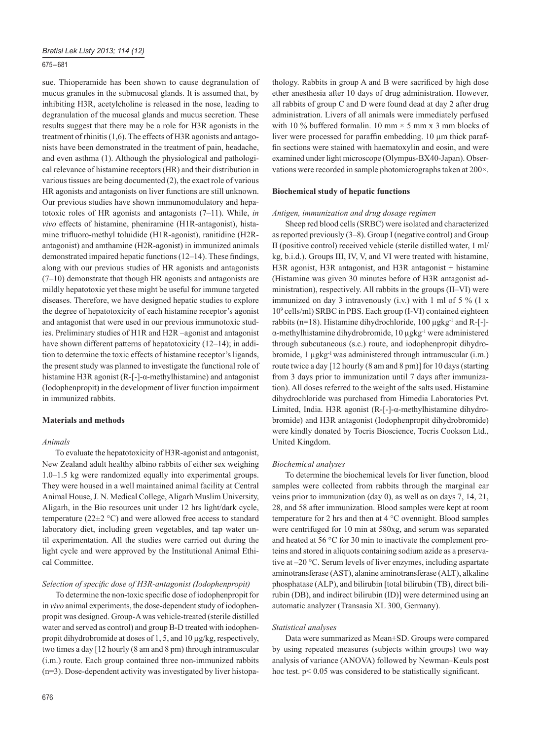sue. Thioperamide has been shown to cause degranulation of mucus granules in the submucosal glands. It is assumed that, by inhibiting H3R, acetylcholine is released in the nose, leading to degranulation of the mucosal glands and mucus secretion. These results suggest that there may be a role for H3R agonists in the treatment of rhinitis (1,6). The effects of H3R agonists and antagonists have been demonstrated in the treatment of pain, headache, and even asthma (1). Although the physiological and pathological relevance of histamine receptors (HR) and their distribution in various tissues are being documented (2), the exact role of various HR agonists and antagonists on liver functions are still unknown. Our previous studies have shown immunomodulatory and hepatotoxic roles of HR agonists and antagonists (7–11). While, *in vivo* effects of histamine, pheniramine (H1R-antagonist), histamine trifluoro-methyl toluidide (H1R-agonist), ranitidine (H2R-antagonist) and amthamine (H2R-agonist) in immunized animals demonstrated impaired hepatic functions (12–14). These findings, along with our previous studies of HR agonists and antagonists (7–10) demonstrate that though HR agonists and antagonists are mildly hepatotoxic yet these might be useful for immune targeted diseases. Therefore, we have designed hepatic studies to explore the degree of hepatotoxicity of each histamine receptor's agonist and antagonist that were used in our previous immunotoxic studies. Preliminary studies of H1R and H2R –agonist and antagonist have shown different patterns of hepatotoxicity (12–14); in addition to determine the toxic effects of histamine receptor's ligands, the present study was planned to investigate the functional role of histamine H3R agonist (R-[-]-α-methylhistamine) and antagonist (Iodophenpropit) in the development of liver function impairment in immunized rabbits.

## Materials and methods

### *Animals*

To evaluate the hepatotoxicity of H3R-agonist and antagonist, New Zealand adult healthy albino rabbits of either sex weighing 1.0–1.5 kg were randomized equally into experimental groups. They were housed in a well maintained animal facility at Central Animal House, J. N. Medical College, Aligarh Muslim University, Aligarh, in the Bio resources unit under 12 hrs light/dark cycle, temperature (22±2 °C) and were allowed free access to standard laboratory diet, including green vegetables, and tap water until experimentation. All the studies were carried out during the light cycle and were approved by the Institutional Animal Ethical Committee.

### *Selection of specific dose of H3R-antagonist (Iodophenpropit)*

To determine the non-toxic specific dose of iodophenpropit for in *vivo* animal experiments, the dose-dependent study of iodophenpropit was designed. Group-A was vehicle-treated (sterile distilled water and served as control) and group B-D treated with iodophenpropit dihydrobromide at doses of 1, 5, and 10 µg/kg, respectively, two times a day [12 hourly (8 am and 8 pm) through intramuscular (i.m.) route. Each group contained three non-immunized rabbits (n=3). Dose-dependent activity was investigated by liver histopathology. Rabbits in group A and B were sacrificed by high dose ether anesthesia after 10 days of drug administration. However, all rabbits of group C and D were found dead at day 2 after drug administration. Livers of all animals were immediately perfused with 10 % buffered formalin. 10 mm × 5 mm x 3 mm blocks of liver were processed for paraffin embedding. 10 µm thick paraffin sections were stained with haematoxylin and eosin, and were examined under light microscope (Olympus-BX40-Japan). Observations were recorded in sample photomicrographs taken at 200×.

## Biochemical study of hepatic functions

### *Antigen, immunization and drug dosage regimen*

Sheep red blood cells (SRBC) were isolated and characterized as reported previously (3–8). Group I (negative control) and Group II (positive control) received vehicle (sterile distilled water, 1 ml/kg, b.i.d.). Groups III, IV, V, and VI were treated with histamine, H3R agonist, H3R antagonist, and H3R antagonist + histamine (Histamine was given 30 minutes before of H3R antagonist administration), respectively. All rabbits in the groups (II–VI) were immunized on day 3 intravenously (i.v.) with 1 ml of 5 % (1 x $10^9$ cells/ml) SRBC in PBS. Each group (I-VI) contained eighteen rabbits (n=18). Histamine dihydrochloride, 100 µgkg$^{-1}$ and R-[-]-α-methylhistamine dihydrobromide, 10 µgkg$^{-1}$ were administered through subcutaneous (s.c.) route, and iodophenpropit dihydrobromide, 1 µgkg$^{-1}$ was administered through intramuscular (i.m.) route twice a day [12 hourly (8 am and 8 pm)] for 10 days (starting from 3 days prior to immunization until 7 days after immunization). All doses referred to the weight of the salts used. Histamine dihydrochloride was purchased from Himedia Laboratories Pvt. Limited, India. H3R agonist (R-[-]-α-methylhistamine dihydrobromide) and H3R antagonist (Iodophenpropit dihydrobromide) were kindly donated by Tocris Bioscience, Tocris Cookson Ltd., United Kingdom.

### *Biochemical analyses*

To determine the biochemical levels for liver function, blood samples were collected from rabbits through the marginal ear veins prior to immunization (day 0), as well as on days 7, 14, 21, 28, and 58 after immunization. Blood samples were kept at room temperature for 2 hrs and then at 4 °C ovennight. Blood samples were centrifuged for 10 min at 580xg, and serum was separated and heated at 56 °C for 30 min to inactivate the complement proteins and stored in aliquots containing sodium azide as a preservative at –20 °C. Serum levels of liver enzymes, including aspartate aminotransferase (AST), alanine aminotransferase (ALT), alkaline phosphatase (ALP), and bilirubin [total bilirubin (TB), direct bilirubin (DB), and indirect bilirubin (ID)] were determined using an automatic analyzer (Transasia XL 300, Germany).

### *Statistical analyses*

Data were summarized as Mean±SD. Groups were compared by using repeated measures (subjects within groups) two way analysis of variance (ANOVA) followed by Newman–Keuls post hoc test. $p < 0.05$ was considered to be statistically significant.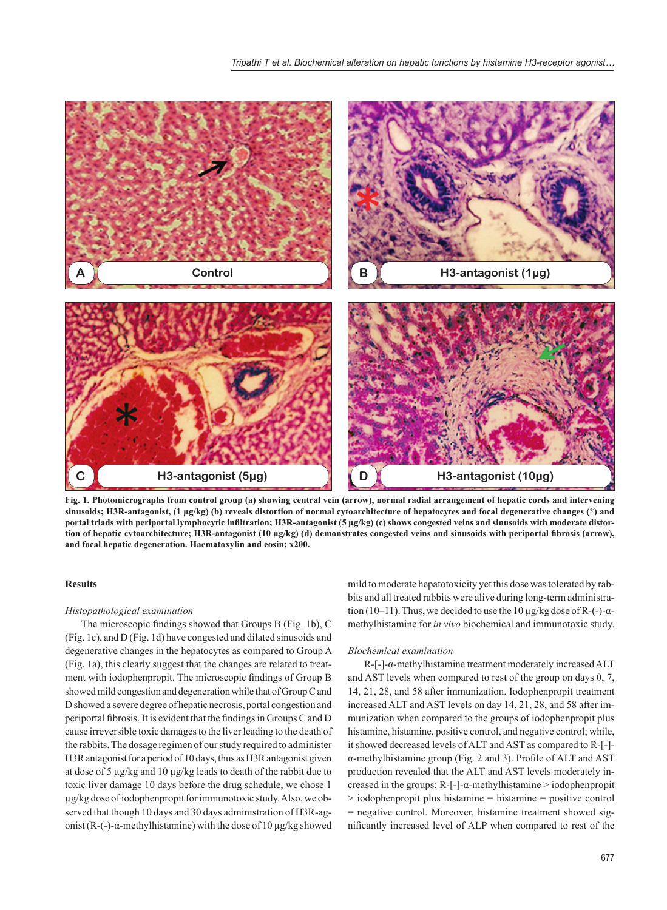A Control

B H3-antagonist (1µg)

C H3-antagonist (5µg)

D H3-antagonist (10µg)

**Fig. 1. Photomicrographs from control group (a) showing central vein (arrow), normal radial arrangement of hepatic cords and intervening sinusoids; H3R-antagonist, (1 µg/kg) (b) reveals distortion of normal cytoarchitecture of hepatocytes and focal degenerative changes (*) and portal triads with periportal lymphocytic infiltration; H3R-antagonist (5 µg/kg) (c) shows congested veins and sinusoids with moderate distortion of hepatic cytoarchitecture; H3R-antagonist (10 µg/kg) (d) demonstrates congested veins and sinusoids with periportal fibrosis (arrow), and focal hepatic degeneration. Haematoxylin and eosin; x200.**

## Results

### *Histopathological examination*

The microscopic findings showed that Groups B (Fig. 1b), C (Fig. 1c), and D (Fig. 1d) have congested and dilated sinusoids and degenerative changes in the hepatocytes as compared to Group A (Fig. 1a), this clearly suggest that the changes are related to treatment with iodophenpropit. The microscopic findings of Group B showed mild congestion and degeneration while that of Group C and D showed a severe degree of hepatic necrosis, portal congestion and periportal fibrosis. It is evident that the findings in Groups C and D cause irreversible toxic damages to the liver leading to the death of the rabbits. The dosage regimen of our study required to administer H3R antagonist for a period of 10 days, thus as H3R antagonist given at dose of 5 µg/kg and 10 µg/kg leads to death of the rabbit due to toxic liver damage 10 days before the drug schedule, we chose 1 µg/kg dose of iodophenpropit for immunotoxic study. Also, we observed that though 10 days and 30 days administration of H3R-agonist (R-(-)-α-methylhistamine) with the dose of 10 µg/kg showed mild to moderate hepatotoxicity yet this dose was tolerated by rabbits and all treated rabbits were alive during long-term administration (10–11). Thus, we decided to use the 10 µg/kg dose of R-(-)-α-methylhistamine for *in vivo* biochemical and immunotoxic study.

### *Biochemical examination*

R-[-]-α-methylhistamine treatment moderately increased ALT and AST levels when compared to rest of the group on days 0, 7, 14, 21, 28, and 58 after immunization. Iodophenpropit treatment increased ALT and AST levels on day 14, 21, 28, and 58 after immunization when compared to the groups of iodophenpropit plus histamine, histamine, positive control, and negative control; while, it showed decreased levels of ALT and AST as compared to R-[-]-α-methylhistamine group (Fig. 2 and 3). Profile of ALT and AST production revealed that the ALT and AST levels moderately increased in the groups: R-[-]-α-methylhistamine > iodophenpropit > iodophenpropit plus histamine = histamine = positive control = negative control. Moreover, histamine treatment showed significantly increased level of ALP when compared to rest of the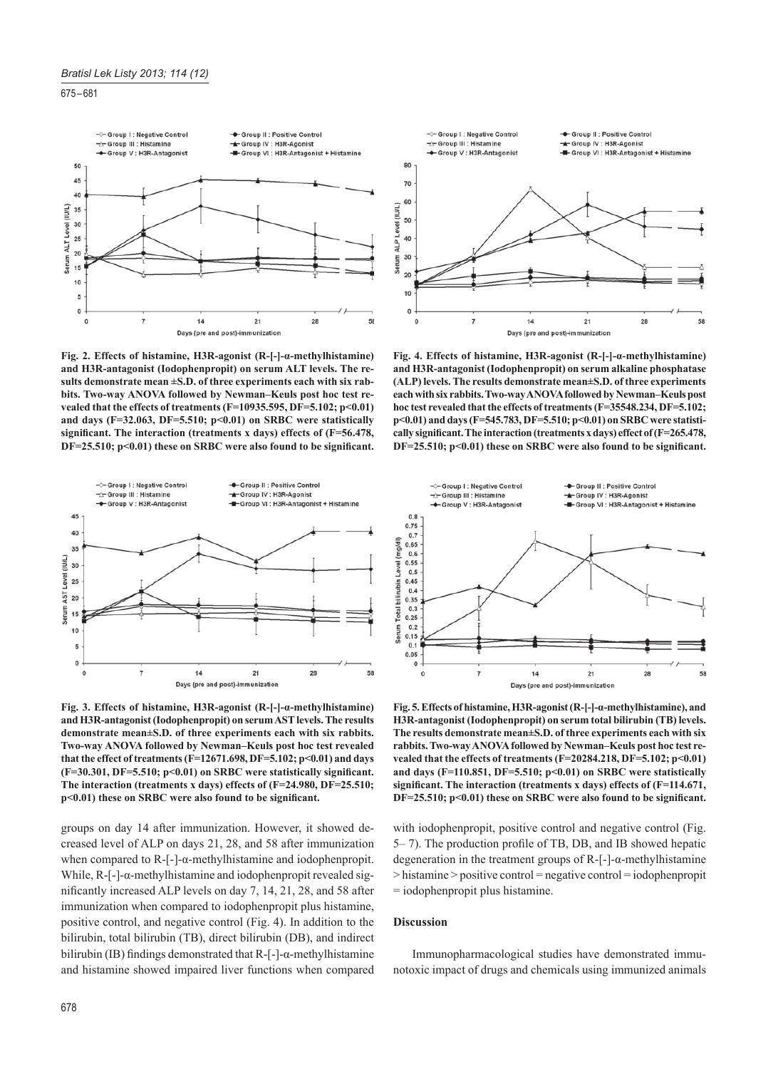**Fig. 2. Effects of histamine, H3R-agonist (R-[-]-α-methylhistamine) and H3R-antagonist (Iodophenpropit) on serum ALT levels. The results demonstrate mean ±S.D. of three experiments each with six rabbits. Two-way ANOVA followed by Newman–Keuls post hoc test revealed that the effects of treatments (F=10935.595, DF=5.102; p<0.01) and days (F=32.063, DF=5.510; p<0.01) on SRBC were statistically significant. The interaction (treatments x days) effects of (F=56.478, DF=25.510; p<0.01) these on SRBC were also found to be significant.**

**Fig. 4. Effects of histamine, H3R-agonist (R-[-]-α-methylhistamine) and H3R-antagonist (Iodophenpropit) on serum alkaline phosphatase (ALP) levels. The results demonstrate mean±S.D. of three experiments each with six rabbits. Two-way ANOVA followed by Newman–Keuls post hoc test revealed that the effects of treatments (F=35548.234, DF=5.102; p<0.01) and days (F=545.783, DF=5.510; p<0.01) on SRBC were statistically significant. The interaction (treatments x days) effect of (F=265.478, DF=25.510; p<0.01) these on SRBC were also found to be significant.**

**Fig. 3. Effects of histamine, H3R-agonist (R-[-]-α-methylhistamine) and H3R-antagonist (Iodophenpropit) on serum AST levels. The results demonstrate mean±S.D. of three experiments each with six rabbits. Two-way ANOVA followed by Newman–Keuls post hoc test revealed that the effect of treatments (F=12671.698, DF=5.102; p<0.01) and days (F=30.301, DF=5.510; p<0.01) on SRBC were statistically significant. The interaction (treatments x days) effects of (F=24.980, DF=25.510; p<0.01) these on SRBC were also found to be significant.**

**Fig. 5. Effects of histamine, H3R-agonist (R-[-]-α-methylhistamine), and H3R-antagonist (Iodophenpropit) on serum total bilirubin (TB) levels. The results demonstrate mean±S.D. of three experiments each with six rabbits. Two-way ANOVA followed by Newman–Keuls post hoc test revealed that the effects of treatments (F=20284.218, DF=5.102; p<0.01) and days (F=110.851, DF=5.510; p<0.01) on SRBC were statistically significant. The interaction (treatments x days) effects of (F=114.671, DF=25.510; p<0.01) these on SRBC were also found to be significant.**

groups on day 14 after immunization. However, it showed decreased level of ALP on days 21, 28, and 58 after immunization when compared to R-[-]-α-methylhistamine and iodophenpropit. While, R-[-]-α-methylhistamine and iodophenpropit revealed significantly increased ALP levels on day 7, 14, 21, 28, and 58 after immunization when compared to iodophenpropit plus histamine, positive control, and negative control (Fig. 4). In addition to the bilirubin, total bilirubin (TB), direct bilirubin (DB), and indirect bilirubin (IB) findings demonstrated that R-[-]-α-methylhistamine and histamine showed impaired liver functions when compared with iodophenpropit, positive control and negative control (Fig. 5– 7). The production profile of TB, DB, and IB showed hepatic degeneration in the treatment groups of R-[-]-α-methylhistamine > histamine > positive control = negative control = iodophenpropit = iodophenpropit plus histamine.

## Discussion

Immunopharmacological studies have demonstrated immunotoxic impact of drugs and chemicals using immunized animals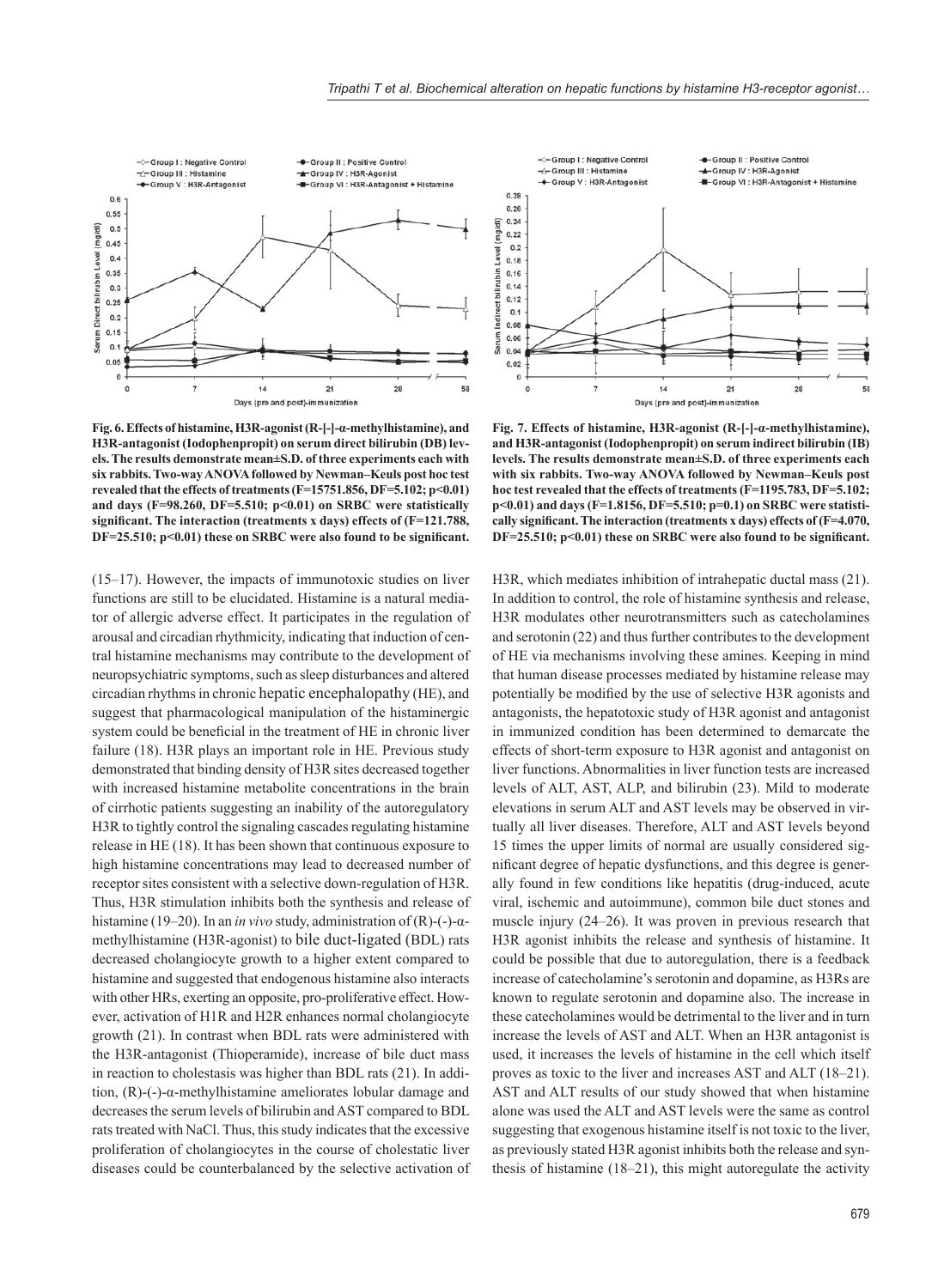Group I : Negative Control
Group II : Positive Control
Group III : Histamine
Group IV : H3R-Agonist
Group V : H3R-Antagonist
Group VI : H3R-Antagonist + Histamine

Serum Direct bilirubin Level (mg/dl)

0.6
0.55
0.5
0.45
0.4
0.35
0.3
0.25
0.2
0.15
0.1
0.05
0

0 7 14 21 28 58

Days (pre and post)-immunization

**Fig. 6. Effects of histamine, H3R-agonist (R-[-]-α-methylhistamine), and H3R-antagonist (Iodophenpropit) on serum direct bilirubin (DB) levels. The results demonstrate mean±S.D. of three experiments each with six rabbits. Two-way ANOVA followed by Newman–Keuls post hoc test revealed that the effects of treatments ($F=15751.856$, $DF=5.102$; $p<0.01$) and days ($F=98.260$, $DF=5.510$; $p<0.01$) on SRBC were statistically significant. The interaction (treatments x days) effects of ($F=121.788$, $DF=25.510$; $p<0.01$) these on SRBC were also found to be significant.**

Group I : Negative Control
Group II : Positive Control
Group III : Histamine
Group IV : H3R-Agonist
Group V : H3R-Antagonist
Group VI : H3R-Antagonist + Histamine

Serum Indirect bilirubin Level (mg/dl)

0.28
0.26
0.24
0.22
0.2
0.18
0.16
0.14
0.12
0.1
0.08
0.06
0.04
0.02
0

0 7 14 21 28 58

Days (pre and post)-immunization

**Fig. 7. Effects of histamine, H3R-agonist (R-[-]-α-methylhistamine), and H3R-antagonist (Iodophenpropit) on serum indirect bilirubin (IB) levels. The results demonstrate mean±S.D. of three experiments each with six rabbits. Two-way ANOVA followed by Newman–Keuls post hoc test revealed that the effects of treatments ($F=1195.783$, $DF=5.102$; $p<0.01$) and days ($F=1.8156$, $DF=5.510$; $p=0.1$) on SRBC were statistically significant. The interaction (treatments x days) effects of ($F=4.070$, $DF=25.510$; $p<0.01$) these on SRBC were also found to be significant.**

(15–17). However, the impacts of immunotoxic studies on liver functions are still to be elucidated. Histamine is a natural mediator of allergic adverse effect. It participates in the regulation of arousal and circadian rhythmicity, indicating that induction of central histamine mechanisms may contribute to the development of neuropsychiatric symptoms, such as sleep disturbances and altered circadian rhythms in chronic hepatic encephalopathy (HE), and suggest that pharmacological manipulation of the histaminergic system could be beneficial in the treatment of HE in chronic liver failure (18). H3R plays an important role in HE. Previous study demonstrated that binding density of H3R sites decreased together with increased histamine metabolite concentrations in the brain of cirrhotic patients suggesting an inability of the autoregulatory H3R to tightly control the signaling cascades regulating histamine release in HE (18). It has been shown that continuous exposure to high histamine concentrations may lead to decreased number of receptor sites consistent with a selective down-regulation of H3R. Thus, H3R stimulation inhibits both the synthesis and release of histamine (19–20). In an *in vivo* study, administration of (R)-(-)-α-methylhistamine (H3R-agonist) to bile duct-ligated (BDL) rats decreased cholangiocyte growth to a higher extent compared to histamine and suggested that endogenous histamine also interacts with other HRs, exerting an opposite, pro-proliferative effect. However, activation of H1R and H2R enhances normal cholangiocyte growth (21). In contrast when BDL rats were administered with the H3R-antagonist (Thioperamide), increase of bile duct mass in reaction to cholestasis was higher than BDL rats (21). In addition, (R)-(-)-α-methylhistamine ameliorates lobular damage and decreases the serum levels of bilirubin and AST compared to BDL rats treated with NaCl. Thus, this study indicates that the excessive proliferation of cholangiocytes in the course of cholestatic liver diseases could be counterbalanced by the selective activation of H3R, which mediates inhibition of intrahepatic ductal mass (21). In addition to control, the role of histamine synthesis and release, H3R modulates other neurotransmitters such as catecholamines and serotonin (22) and thus further contributes to the development of HE via mechanisms involving these amines. Keeping in mind that human disease processes mediated by histamine release may potentially be modified by the use of selective H3R agonists and antagonists, the hepatotoxic study of H3R agonist and antagonist in immunized condition has been determined to demarcate the effects of short-term exposure to H3R agonist and antagonist on liver functions. Abnormalities in liver function tests are increased levels of ALT, AST, ALP, and bilirubin (23). Mild to moderate elevations in serum ALT and AST levels may be observed in virtually all liver diseases. Therefore, ALT and AST levels beyond 15 times the upper limits of normal are usually considered significant degree of hepatic dysfunctions, and this degree is generally found in few conditions like hepatitis (drug-induced, acute viral, ischemic and autoimmune), common bile duct stones and muscle injury (24–26). It was proven in previous research that H3R agonist inhibits the release and synthesis of histamine. It could be possible that due to autoregulation, there is a feedback increase of catecholamine's serotonin and dopamine, as H3Rs are known to regulate serotonin and dopamine also. The increase in these catecholamines would be detrimental to the liver and in turn increase the levels of AST and ALT. When an H3R antagonist is used, it increases the levels of histamine in the cell which itself proves as toxic to the liver and increases AST and ALT (18–21). AST and ALT results of our study showed that when histamine alone was used the ALT and AST levels were the same as control suggesting that exogenous histamine itself is not toxic to the liver, as previously stated H3R agonist inhibits both the release and synthesis of histamine (18–21), this might autoregulate the activity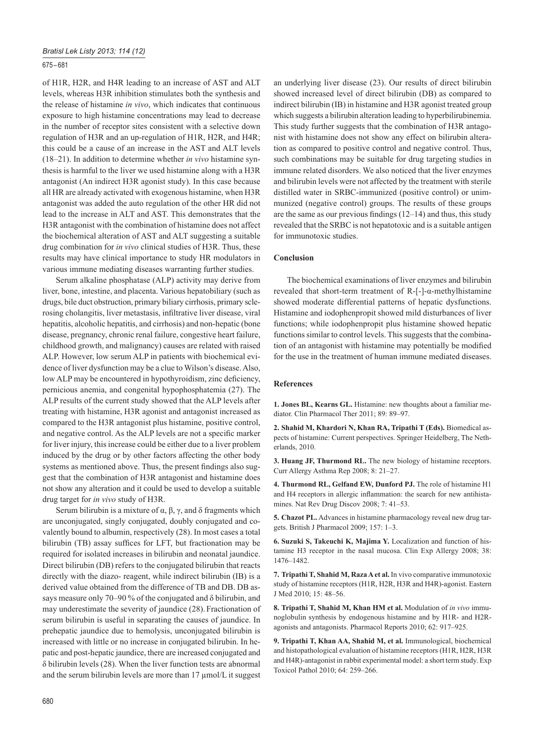of H1R, H2R, and H4R leading to an increase of AST and ALT levels, whereas H3R inhibition stimulates both the synthesis and the release of histamine *in vivo*, which indicates that continuous exposure to high histamine concentrations may lead to decrease in the number of receptor sites consistent with a selective down regulation of H3R and an up-regulation of H1R, H2R, and H4R; this could be a cause of an increase in the AST and ALT levels (18–21). In addition to determine whether *in vivo* histamine synthesis is harmful to the liver we used histamine along with a H3R antagonist (An indirect H3R agonist study). In this case because all HR are already activated with exogenous histamine, when H3R antagonist was added the auto regulation of the other HR did not lead to the increase in ALT and AST. This demonstrates that the H3R antagonist with the combination of histamine does not affect the biochemical alteration of AST and ALT suggesting a suitable drug combination for *in vivo* clinical studies of H3R. Thus, these results may have clinical importance to study HR modulators in various immune mediating diseases warranting further studies.

Serum alkaline phosphatase (ALP) activity may derive from liver, bone, intestine, and placenta. Various hepatobiliary (such as drugs, bile duct obstruction, primary biliary cirrhosis, primary sclerosing cholangitis, liver metastasis, infiltrative liver disease, viral hepatitis, alcoholic hepatitis, and cirrhosis) and non-hepatic (bone disease, pregnancy, chronic renal failure, congestive heart failure, childhood growth, and malignancy) causes are related with raised ALP. However, low serum ALP in patients with biochemical evidence of liver dysfunction may be a clue to Wilson's disease. Also, low ALP may be encountered in hypothyroidism, zinc deficiency, pernicious anemia, and congenital hypophosphatemia (27). The ALP results of the current study showed that the ALP levels after treating with histamine, H3R agonist and antagonist increased as compared to the H3R antagonist plus histamine, positive control, and negative control. As the ALP levels are not a specific marker for liver injury, this increase could be either due to a liver problem induced by the drug or by other factors affecting the other body systems as mentioned above. Thus, the present findings also suggest that the combination of H3R antagonist and histamine does not show any alteration and it could be used to develop a suitable drug target for *in vivo* study of H3R.

Serum bilirubin is a mixture of α, β, γ, and δ fragments which are unconjugated, singly conjugated, doubly conjugated and covalently bound to albumin, respectively (28). In most cases a total bilirubin (TB) assay suffices for LFT, but fractionation may be required for isolated increases in bilirubin and neonatal jaundice. Direct bilirubin (DB) refers to the conjugated bilirubin that reacts directly with the diazo- reagent, while indirect bilirubin (IB) is a derived value obtained from the difference of TB and DB. DB assays measure only 70–90 % of the conjugated and δ bilirubin, and may underestimate the severity of jaundice (28). Fractionation of serum bilirubin is useful in separating the causes of jaundice. In prehepatic jaundice due to hemolysis, unconjugated bilirubin is increased with little or no increase in conjugated bilirubin. In hepatic and post-hepatic jaundice, there are increased conjugated and δ bilirubin levels (28). When the liver function tests are abnormal and the serum bilirubin levels are more than 17 μmol/L it suggest an underlying liver disease (23). Our results of direct bilirubin showed increased level of direct bilirubin (DB) as compared to indirect bilirubin (IB) in histamine and H3R agonist treated group which suggests a bilirubin alteration leading to hyperbilirubinemia. This study further suggests that the combination of H3R antagonist with histamine does not show any effect on bilirubin alteration as compared to positive control and negative control. Thus, such combinations may be suitable for drug targeting studies in immune related disorders. We also noticed that the liver enzymes and bilirubin levels were not affected by the treatment with sterile distilled water in SRBC-immunized (positive control) or unimmunized (negative control) groups. The results of these groups are the same as our previous findings (12–14) and thus, this study revealed that the SRBC is not hepatotoxic and is a suitable antigen for immunotoxic studies.

## Conclusion

The biochemical examinations of liver enzymes and bilirubin revealed that short-term treatment of R-[-]-α-methylhistamine showed moderate differential patterns of hepatic dysfunctions. Histamine and iodophenpropit showed mild disturbances of liver functions; while iodophenpropit plus histamine showed hepatic functions similar to control levels. This suggests that the combination of an antagonist with histamine may potentially be modified for the use in the treatment of human immune mediated diseases.

## References

**1. Jones BL, Kearns GL.** Histamine: new thoughts about a familiar mediator. Clin Pharmacol Ther 2011; 89: 89–97.

**2. Shahid M, Khardori N, Khan RA, Tripathi T (Eds).** Biomedical aspects of histamine: Current perspectives. Springer Heidelberg, The Netherlands, 2010.

**3. Huang JF, Thurmond RL.** The new biology of histamine receptors. Curr Allergy Asthma Rep 2008; 8: 21–27.

**4. Thurmond RL, Gelfand EW, Dunford PJ.** The role of histamine H1 and H4 receptors in allergic inflammation: the search for new antihistamines. Nat Rev Drug Discov 2008; 7: 41–53.

**5. Chazot PL.** Advances in histamine pharmacology reveal new drug targets. British J Pharmacol 2009; 157: 1–3.

**6. Suzuki S, Takeuchi K, Majima Y.** Localization and function of histamine H3 receptor in the nasal mucosa. Clin Exp Allergy 2008; 38: 1476–1482.

**7. Tripathi T, Shahid M, Raza A et al.** In vivo comparative immunotoxic study of histamine receptors (H1R, H2R, H3R and H4R)-agonist. Eastern J Med 2010; 15: 48–56.

**8. Tripathi T, Shahid M, Khan HM et al.** Modulation of *in vivo* immunoglobulin synthesis by endogenous histamine and by H1R- and H2R-agonists and antagonists. Pharmacol Reports 2010; 62: 917–925.

**9. Tripathi T, Khan AA, Shahid M, et al.** Immunological, biochemical and histopathological evaluation of histamine receptors (H1R, H2R, H3R and H4R)-antagonist in rabbit experimental model: a short term study. Exp Toxicol Pathol 2010; 64: 259–266.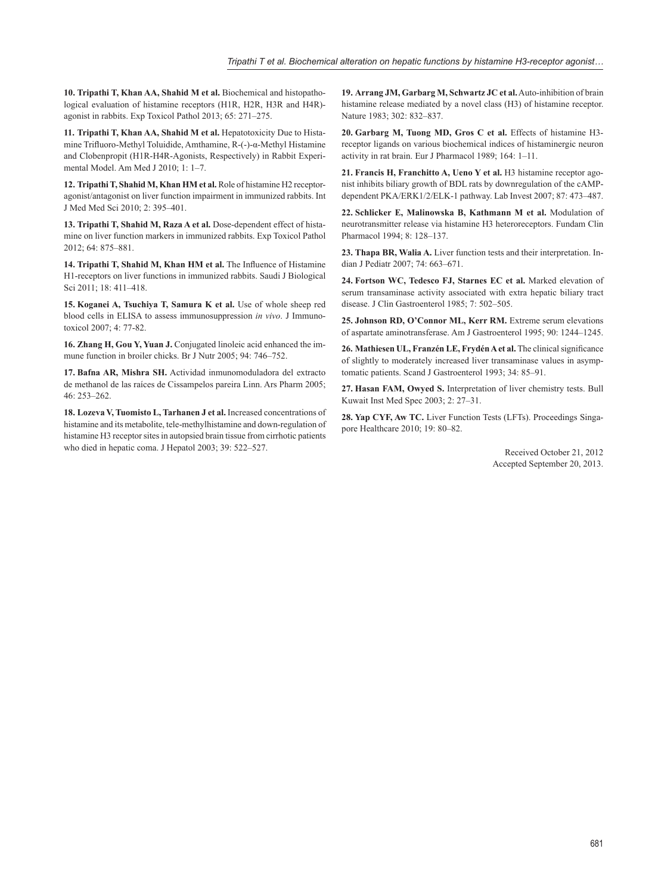**10. Tripathi T, Khan AA, Shahid M et al.** Biochemical and histopathological evaluation of histamine receptors (H1R, H2R, H3R and H4R)-agonist in rabbits. Exp Toxicol Pathol 2013; 65: 271–275.

**11. Tripathi T, Khan AA, Shahid M et al.** Hepatotoxicity Due to Histamine Trifluoro-Methyl Toluidide, Amthamine, R-(-)-α-Methyl Histamine and Clobenpropit (H1R-H4R-Agonists, Respectively) in Rabbit Experimental Model. Am Med J 2010; 1: 1–7.

**12. Tripathi T, Shahid M, Khan HM et al.** Role of histamine H2 receptor-agonist/antagonist on liver function impairment in immunized rabbits. Int J Med Med Sci 2010; 2: 395–401.

**13. Tripathi T, Shahid M, Raza A et al.** Dose-dependent effect of histamine on liver function markers in immunized rabbits. Exp Toxicol Pathol 2012; 64: 875–881.

**14. Tripathi T, Shahid M, Khan HM et al.** The Influence of Histamine H1-receptors on liver functions in immunized rabbits. Saudi J Biological Sci 2011; 18: 411–418.

**15. Koganei A, Tsuchiya T, Samura K et al.** Use of whole sheep red blood cells in ELISA to assess immunosuppression *in vivo*. J Immunotoxicol 2007; 4: 77-82.

**16. Zhang H, Gou Y, Yuan J.** Conjugated linoleic acid enhanced the immune function in broiler chicks. Br J Nutr 2005; 94: 746–752.

**17. Bafna AR, Mishra SH.** Actividad inmunomoduladora del extracto de methanol de las raíces de Cissampelos pareira Linn. Ars Pharm 2005; 46: 253–262.

**18. Lozeva V, Tuomisto L, Tarhanen J et al.** Increased concentrations of histamine and its metabolite, tele-methylhistamine and down-regulation of histamine H3 receptor sites in autopsied brain tissue from cirrhotic patients who died in hepatic coma. J Hepatol 2003; 39: 522–527.

**19. Arrang JM, Garbarg M, Schwartz JC et al.** Auto-inhibition of brain histamine release mediated by a novel class (H3) of histamine receptor. Nature 1983; 302: 832–837.

**20. Garbarg M, Tuong MD, Gros C et al.** Effects of histamine H3-receptor ligands on various biochemical indices of histaminergic neuron activity in rat brain. Eur J Pharmacol 1989; 164: 1–11.

**21. Francis H, Franchitto A, Ueno Y et al.** H3 histamine receptor agonist inhibits biliary growth of BDL rats by downregulation of the cAMP-dependent PKA/ERK1/2/ELK-1 pathway. Lab Invest 2007; 87: 473–487.

**22. Schlicker E, Malinowska B, Kathmann M et al.** Modulation of neurotransmitter release via histamine H3 heteroreceptors. Fundam Clin Pharmacol 1994; 8: 128–137.

**23. Thapa BR, Walia A.** Liver function tests and their interpretation. Indian J Pediatr 2007; 74: 663–671.

**24. Fortson WC, Tedesco FJ, Starnes EC et al.** Marked elevation of serum transaminase activity associated with extra hepatic biliary tract disease. J Clin Gastroenterol 1985; 7: 502–505.

**25. Johnson RD, O'Connor ML, Kerr RM.** Extreme serum elevations of aspartate aminotransferase. Am J Gastroenterol 1995; 90: 1244–1245.

**26. Mathiesen UL, Franzén LE, Frydén A et al.** The clinical significance of slightly to moderately increased liver transaminase values in asymptomatic patients. Scand J Gastroenterol 1993; 34: 85–91.

**27. Hasan FAM, Owyed S.** Interpretation of liver chemistry tests. Bull Kuwait Inst Med Spec 2003; 2: 27–31.

**28. Yap CYF, Aw TC.** Liver Function Tests (LFTs). Proceedings Singapore Healthcare 2010; 19: 80–82.

Received October 21, 2012
Accepted September 20, 2013.